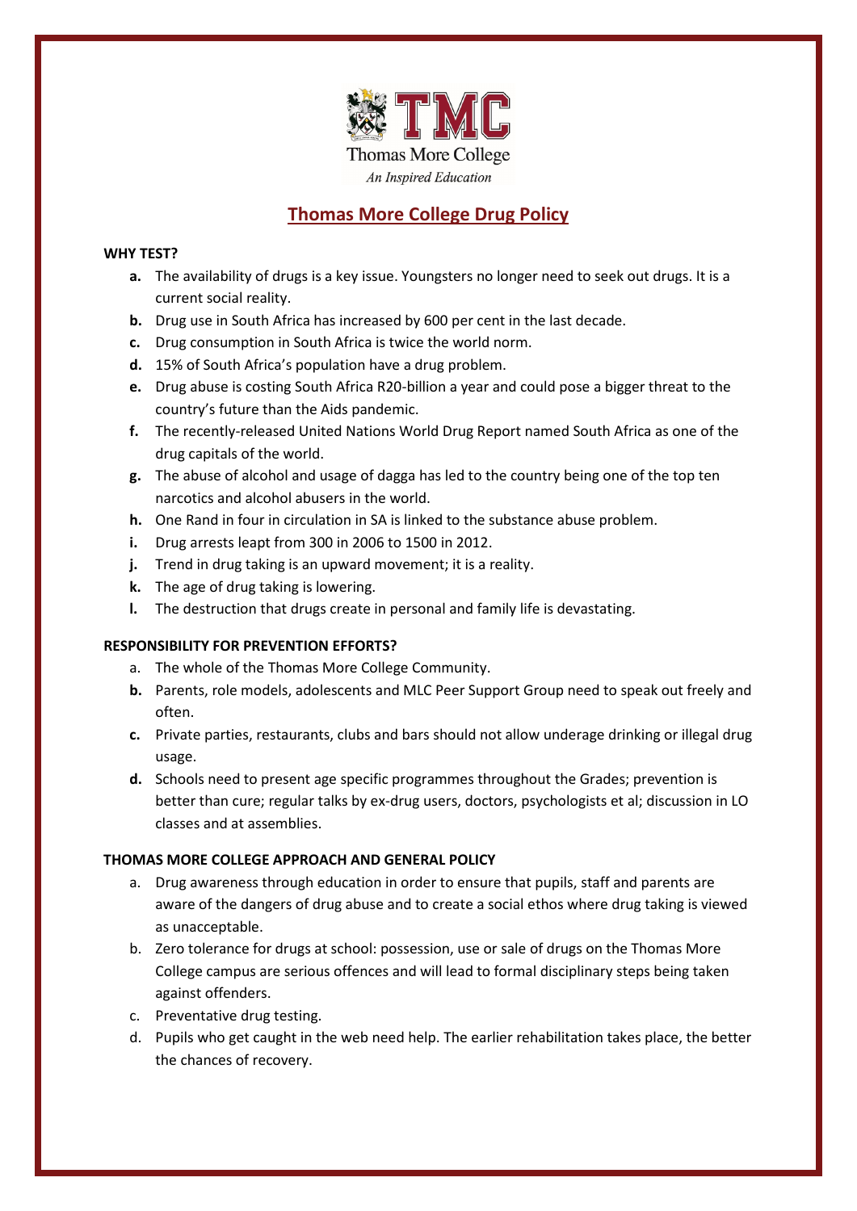TMC

Thomas More College

*An Inspired Education*

# Thomas More College Drug Policy

**WHY TEST?**

- **a.** The availability of drugs is a key issue. Youngsters no longer need to seek out drugs. It is a current social reality.
- **b.** Drug use in South Africa has increased by 600 per cent in the last decade.
- **c.** Drug consumption in South Africa is twice the world norm.
- **d.** 15% of South Africa's population have a drug problem.
- **e.** Drug abuse is costing South Africa R20-billion a year and could pose a bigger threat to the country's future than the Aids pandemic.
- **f.** The recently-released United Nations World Drug Report named South Africa as one of the drug capitals of the world.
- **g.** The abuse of alcohol and usage of dagga has led to the country being one of the top ten narcotics and alcohol abusers in the world.
- **h.** One Rand in four in circulation in SA is linked to the substance abuse problem.
- **i.** Drug arrests leapt from 300 in 2006 to 1500 in 2012.
- **j.** Trend in drug taking is an upward movement; it is a reality.
- **k.** The age of drug taking is lowering.
- **l.** The destruction that drugs create in personal and family life is devastating.

**RESPONSIBILITY FOR PREVENTION EFFORTS?**

- a. The whole of the Thomas More College Community.
- **b.** Parents, role models, adolescents and MLC Peer Support Group need to speak out freely and often.
- **c.** Private parties, restaurants, clubs and bars should not allow underage drinking or illegal drug usage.
- **d.** Schools need to present age specific programmes throughout the Grades; prevention is better than cure; regular talks by ex-drug users, doctors, psychologists et al; discussion in LO classes and at assemblies.

**THOMAS MORE COLLEGE APPROACH AND GENERAL POLICY**

- a. Drug awareness through education in order to ensure that pupils, staff and parents are aware of the dangers of drug abuse and to create a social ethos where drug taking is viewed as unacceptable.
- b. Zero tolerance for drugs at school: possession, use or sale of drugs on the Thomas More College campus are serious offences and will lead to formal disciplinary steps being taken against offenders.
- c. Preventative drug testing.
- d. Pupils who get caught in the web need help. The earlier rehabilitation takes place, the better the chances of recovery.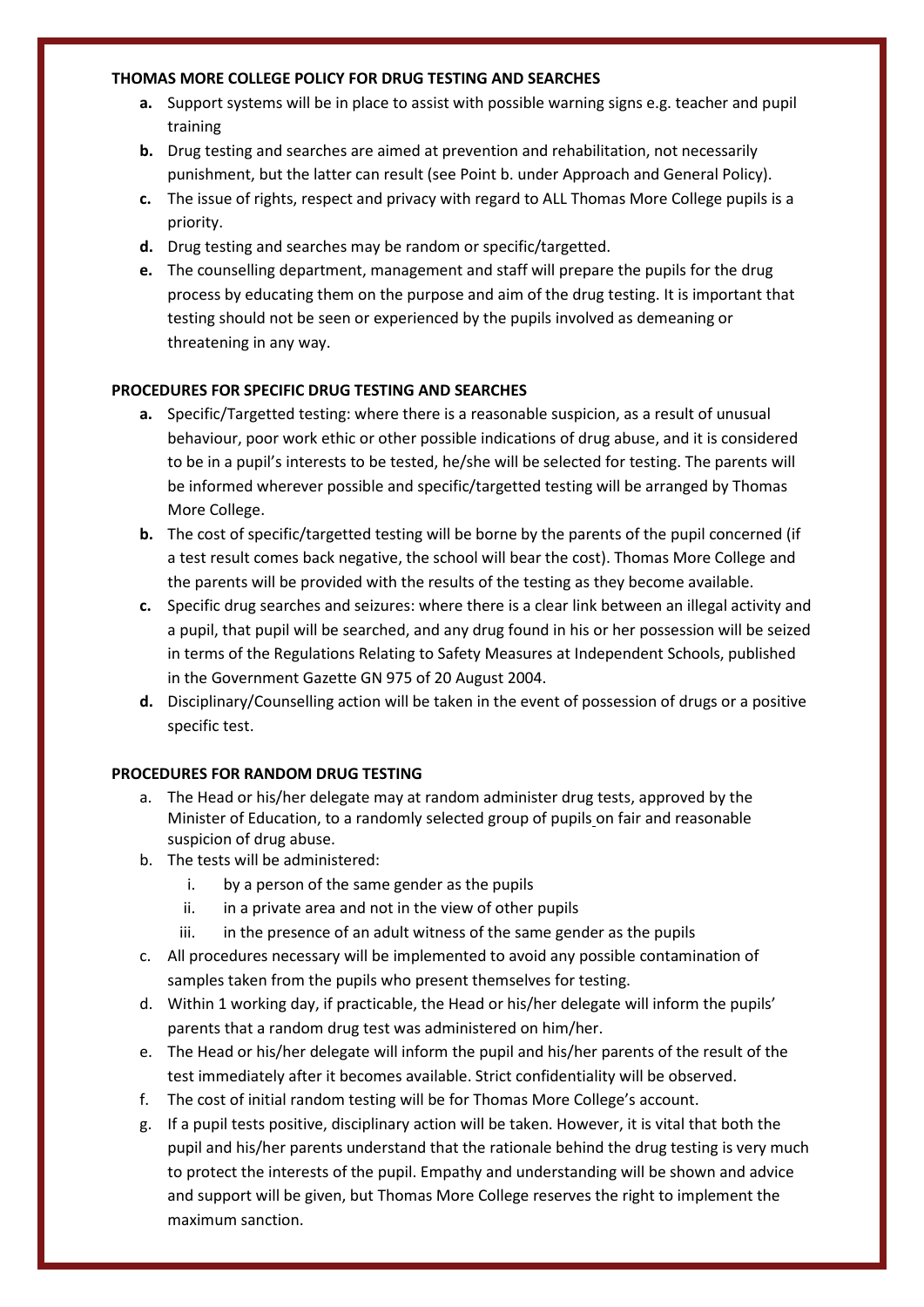**THOMAS MORE COLLEGE POLICY FOR DRUG TESTING AND SEARCHES**

- **a.** Support systems will be in place to assist with possible warning signs e.g. teacher and pupil training
- **b.** Drug testing and searches are aimed at prevention and rehabilitation, not necessarily punishment, but the latter can result (see Point b. under Approach and General Policy).
- **c.** The issue of rights, respect and privacy with regard to ALL Thomas More College pupils is a priority.
- **d.** Drug testing and searches may be random or specific/targetted.
- **e.** The counselling department, management and staff will prepare the pupils for the drug process by educating them on the purpose and aim of the drug testing. It is important that testing should not be seen or experienced by the pupils involved as demeaning or threatening in any way.

**PROCEDURES FOR SPECIFIC DRUG TESTING AND SEARCHES**

- **a.** Specific/Targetted testing: where there is a reasonable suspicion, as a result of unusual behaviour, poor work ethic or other possible indications of drug abuse, and it is considered to be in a pupil's interests to be tested, he/she will be selected for testing. The parents will be informed wherever possible and specific/targetted testing will be arranged by Thomas More College.
- **b.** The cost of specific/targetted testing will be borne by the parents of the pupil concerned (if a test result comes back negative, the school will bear the cost). Thomas More College and the parents will be provided with the results of the testing as they become available.
- **c.** Specific drug searches and seizures: where there is a clear link between an illegal activity and a pupil, that pupil will be searched, and any drug found in his or her possession will be seized in terms of the Regulations Relating to Safety Measures at Independent Schools, published in the Government Gazette GN 975 of 20 August 2004.
- **d.** Disciplinary/Counselling action will be taken in the event of possession of drugs or a positive specific test.

**PROCEDURES FOR RANDOM DRUG TESTING**

a. The Head or his/her delegate may at random administer drug tests, approved by the Minister of Education, to a randomly selected group of pupils on fair and reasonable suspicion of drug abuse.

b. The tests will be administered:
   1. by a person of the same gender as the pupils
   2. in a private area and not in the view of other pupils
   3. in the presence of an adult witness of the same gender as the pupils

c. All procedures necessary will be implemented to avoid any possible contamination of samples taken from the pupils who present themselves for testing.

d. Within 1 working day, if practicable, the Head or his/her delegate will inform the pupils' parents that a random drug test was administered on him/her.

e. The Head or his/her delegate will inform the pupil and his/her parents of the result of the test immediately after it becomes available. Strict confidentiality will be observed.

f. The cost of initial random testing will be for Thomas More College's account.

g. If a pupil tests positive, disciplinary action will be taken. However, it is vital that both the pupil and his/her parents understand that the rationale behind the drug testing is very much to protect the interests of the pupil. Empathy and understanding will be shown and advice and support will be given, but Thomas More College reserves the right to implement the maximum sanction.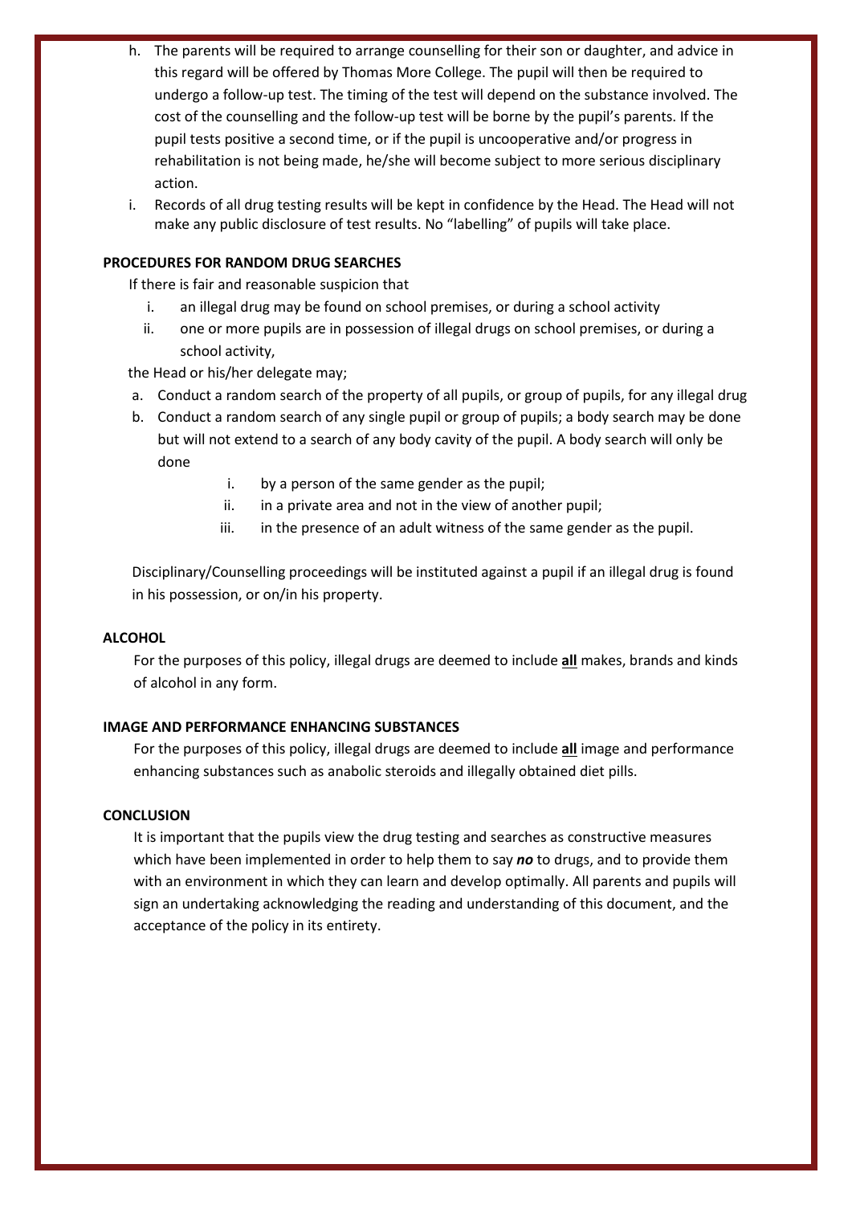h. The parents will be required to arrange counselling for their son or daughter, and advice in this regard will be offered by Thomas More College. The pupil will then be required to undergo a follow-up test. The timing of the test will depend on the substance involved. The cost of the counselling and the follow-up test will be borne by the pupil's parents. If the pupil tests positive a second time, or if the pupil is uncooperative and/or progress in rehabilitation is not being made, he/she will become subject to more serious disciplinary action.

i. Records of all drug testing results will be kept in confidence by the Head. The Head will not make any public disclosure of test results. No "labelling" of pupils will take place.

**PROCEDURES FOR RANDOM DRUG SEARCHES**

If there is fair and reasonable suspicion that

i. an illegal drug may be found on school premises, or during a school activity
ii. one or more pupils are in possession of illegal drugs on school premises, or during a school activity,

the Head or his/her delegate may;

a. Conduct a random search of the property of all pupils, or group of pupils, for any illegal drug
b. Conduct a random search of any single pupil or group of pupils; a body search may be done but will not extend to a search of any body cavity of the pupil. A body search will only be done
    i. by a person of the same gender as the pupil;
    ii. in a private area and not in the view of another pupil;
    iii. in the presence of an adult witness of the same gender as the pupil.

Disciplinary/Counselling proceedings will be instituted against a pupil if an illegal drug is found in his possession, or on/in his property.

**ALCOHOL**

For the purposes of this policy, illegal drugs are deemed to include **all** makes, brands and kinds of alcohol in any form.

**IMAGE AND PERFORMANCE ENHANCING SUBSTANCES**

For the purposes of this policy, illegal drugs are deemed to include **all** image and performance enhancing substances such as anabolic steroids and illegally obtained diet pills.

**CONCLUSION**

It is important that the pupils view the drug testing and searches as constructive measures which have been implemented in order to help them to say ***no*** to drugs, and to provide them with an environment in which they can learn and develop optimally. All parents and pupils will sign an undertaking acknowledging the reading and understanding of this document, and the acceptance of the policy in its entirety.